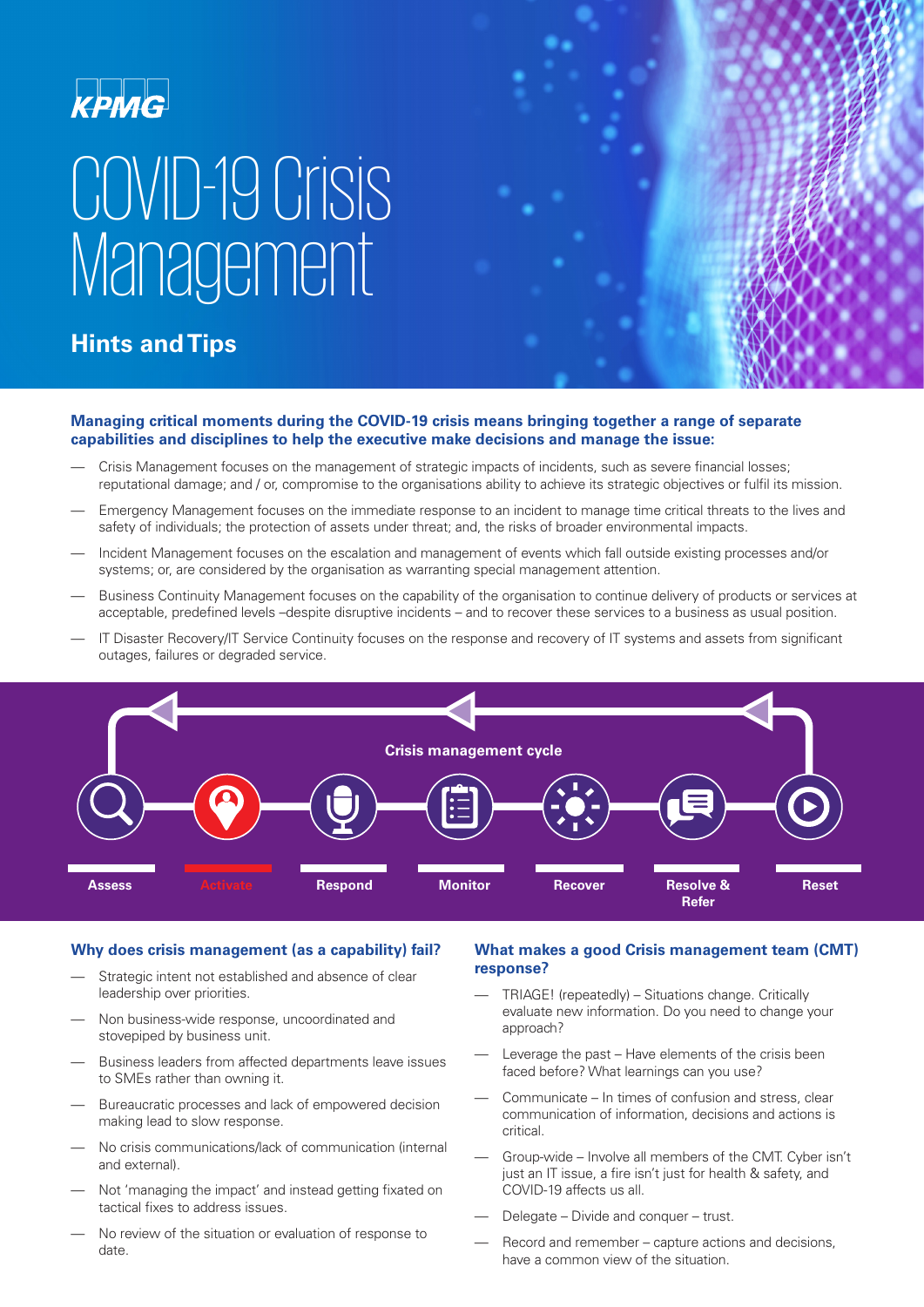KPMG

# COVID-19 Crisis Management

## Hints and Tips

**Managing critical moments during the COVID-19 crisis means bringing together a range of separate capabilities and disciplines to help the executive make decisions and manage the issue:**

- Crisis Management focuses on the management of strategic impacts of incidents, such as severe financial losses; reputational damage; and / or, compromise to the organisations ability to achieve its strategic objectives or fulfil its mission.
- Emergency Management focuses on the immediate response to an incident to manage time critical threats to the lives and safety of individuals; the protection of assets under threat; and, the risks of broader environmental impacts.
- Incident Management focuses on the escalation and management of events which fall outside existing processes and/or systems; or, are considered by the organisation as warranting special management attention.
- Business Continuity Management focuses on the capability of the organisation to continue delivery of products or services at acceptable, predefined levels –despite disruptive incidents – and to recover these services to a business as usual position.
- IT Disaster Recovery/IT Service Continuity focuses on the response and recovery of IT systems and assets from significant outages, failures or degraded service.

**Crisis management cycle**

Assess → Activate → Respond → Monitor → Recover → Resolve & Refer → Reset

### Why does crisis management (as a capability) fail?

- Strategic intent not established and absence of clear leadership over priorities.
- Non business-wide response, uncoordinated and stovepiped by business unit.
- Business leaders from affected departments leave issues to SMEs rather than owning it.
- Bureaucratic processes and lack of empowered decision making lead to slow response.
- No crisis communications/lack of communication (internal and external).
- Not 'managing the impact' and instead getting fixated on tactical fixes to address issues.
- No review of the situation or evaluation of response to date.

### What makes a good Crisis management team (CMT) response?

- TRIAGE! (repeatedly) – Situations change. Critically evaluate new information. Do you need to change your approach?
- Leverage the past – Have elements of the crisis been faced before? What learnings can you use?
- Communicate – In times of confusion and stress, clear communication of information, decisions and actions is critical.
- Group-wide – Involve all members of the CMT. Cyber isn't just an IT issue, a fire isn't just for health & safety, and COVID-19 affects us all.
- Delegate – Divide and conquer – trust.
- Record and remember – capture actions and decisions, have a common view of the situation.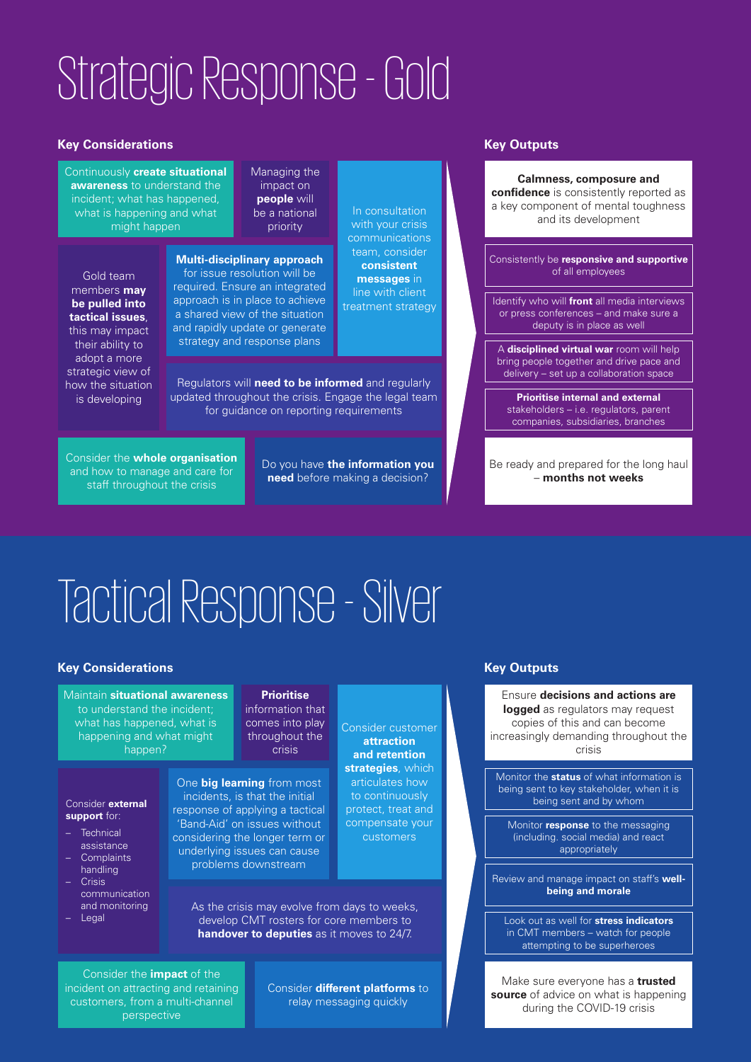# Strategic Response - Gold

## Key Considerations

Continuously **create situational awareness** to understand the incident; what has happened, what is happening and what might happen

Managing the impact on **people** will be a national priority

In consultation with your crisis communications team, consider **consistent messages** in line with client treatment strategy

Gold team members **may be pulled into tactical issues**, this may impact their ability to adopt a more strategic view of how the situation is developing

**Multi-disciplinary approach** for issue resolution will be required. Ensure an integrated approach is in place to achieve a shared view of the situation and rapidly update or generate strategy and response plans

Regulators will **need to be informed** and regularly updated throughout the crisis. Engage the legal team for guidance on reporting requirements

Consider the **whole organisation** and how to manage and care for staff throughout the crisis

Do you have **the information you need** before making a decision?

## Key Outputs

**Calmness, composure and confidence** is consistently reported as a key component of mental toughness and its development

Consistently be **responsive and supportive** of all employees

Identify who will **front** all media interviews or press conferences – and make sure a deputy is in place as well

A **disciplined virtual war** room will help bring people together and drive pace and delivery – set up a collaboration space

**Prioritise internal and external** stakeholders – i.e. regulators, parent companies, subsidiaries, branches

Be ready and prepared for the long haul – **months not weeks**

# Tactical Response - Silver

## Key Considerations

Maintain **situational awareness** to understand the incident; what has happened, what is happening and what might happen?

**Prioritise** information that comes into play throughout the crisis

Consider customer **attraction and retention strategies**, which articulates how to continuously protect, treat and compensate your customers

Consider **external support** for:

- Technical assistance
- Complaints handling
- Crisis communication and monitoring
- Legal

One **big learning** from most incidents, is that the initial response of applying a tactical 'Band-Aid' on issues without considering the longer term or underlying issues can cause problems downstream

As the crisis may evolve from days to weeks, develop CMT rosters for core members to **handover to deputies** as it moves to 24/7.

Consider the **impact** of the incident on attracting and retaining customers, from a multi-channel perspective

Consider **different platforms** to relay messaging quickly

## Key Outputs

Ensure **decisions and actions are logged** as regulators may request copies of this and can become increasingly demanding throughout the crisis

Monitor the **status** of what information is being sent to key stakeholder, when it is being sent and by whom

Monitor **response** to the messaging (including. social media) and react appropriately

Review and manage impact on staff's **well-being and morale**

Look out as well for **stress indicators** in CMT members – watch for people attempting to be superheroes

Make sure everyone has a **trusted source** of advice on what is happening during the COVID-19 crisis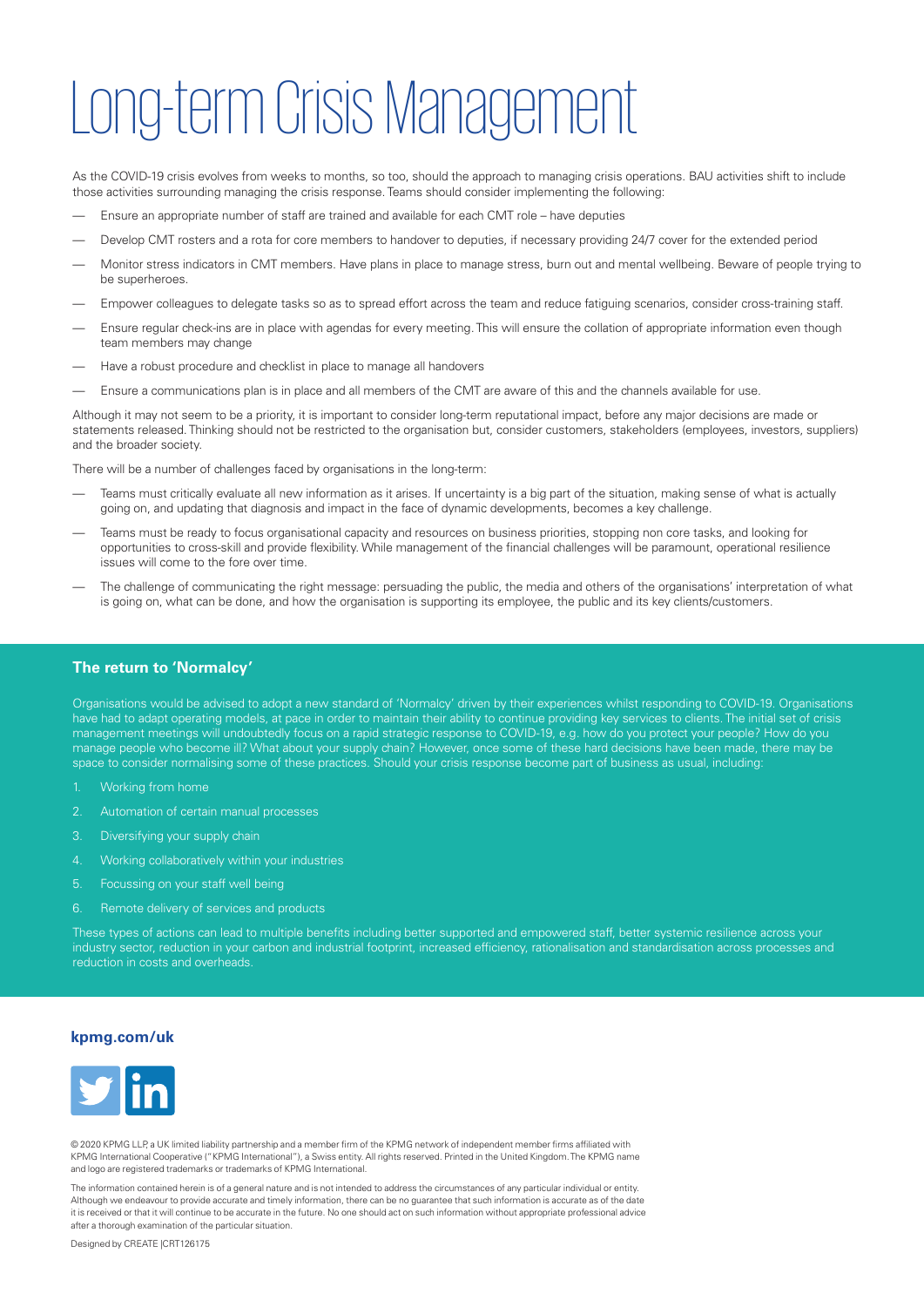# Long-term Crisis Management

As the COVID-19 crisis evolves from weeks to months, so too, should the approach to managing crisis operations. BAU activities shift to include those activities surrounding managing the crisis response. Teams should consider implementing the following:

- Ensure an appropriate number of staff are trained and available for each CMT role – have deputies
- Develop CMT rosters and a rota for core members to handover to deputies, if necessary providing 24/7 cover for the extended period
- Monitor stress indicators in CMT members. Have plans in place to manage stress, burn out and mental wellbeing. Beware of people trying to be superheroes.
- Empower colleagues to delegate tasks so as to spread effort across the team and reduce fatiguing scenarios, consider cross-training staff.
- Ensure regular check-ins are in place with agendas for every meeting. This will ensure the collation of appropriate information even though team members may change
- Have a robust procedure and checklist in place to manage all handovers
- Ensure a communications plan is in place and all members of the CMT are aware of this and the channels available for use.

Although it may not seem to be a priority, it is important to consider long-term reputational impact, before any major decisions are made or statements released. Thinking should not be restricted to the organisation but, consider customers, stakeholders (employees, investors, suppliers) and the broader society.

There will be a number of challenges faced by organisations in the long-term:

- Teams must critically evaluate all new information as it arises. If uncertainty is a big part of the situation, making sense of what is actually going on, and updating that diagnosis and impact in the face of dynamic developments, becomes a key challenge.
- Teams must be ready to focus organisational capacity and resources on business priorities, stopping non core tasks, and looking for opportunities to cross-skill and provide flexibility. While management of the financial challenges will be paramount, operational resilience issues will come to the fore over time.
- The challenge of communicating the right message: persuading the public, the media and others of the organisations' interpretation of what is going on, what can be done, and how the organisation is supporting its employee, the public and its key clients/customers.

## The return to 'Normalcy'

Organisations would be advised to adopt a new standard of 'Normalcy' driven by their experiences whilst responding to COVID-19. Organisations have had to adapt operating models, at pace in order to maintain their ability to continue providing key services to clients. The initial set of crisis management meetings will undoubtedly focus on a rapid strategic response to COVID-19, e.g. how do you protect your people? How do you manage people who become ill? What about your supply chain? However, once some of these hard decisions have been made, there may be space to consider normalising some of these practices. Should your crisis response become part of business as usual, including:

1. Working from home
2. Automation of certain manual processes
3. Diversifying your supply chain
4. Working collaboratively within your industries
5. Focussing on your staff well being
6. Remote delivery of services and products

These types of actions can lead to multiple benefits including better supported and empowered staff, better systemic resilience across your industry sector, reduction in your carbon and industrial footprint, increased efficiency, rationalisation and standardisation across processes and reduction in costs and overheads.

**kpmg.com/uk**

© 2020 KPMG LLP, a UK limited liability partnership and a member firm of the KPMG network of independent member firms affiliated with KPMG International Cooperative ("KPMG International"), a Swiss entity. All rights reserved. Printed in the United Kingdom. The KPMG name and logo are registered trademarks or trademarks of KPMG International.

The information contained herein is of a general nature and is not intended to address the circumstances of any particular individual or entity. Although we endeavour to provide accurate and timely information, there can be no guarantee that such information is accurate as of the date it is received or that it will continue to be accurate in the future. No one should act on such information without appropriate professional advice after a thorough examination of the particular situation.

Designed by CREATE |CRT126175